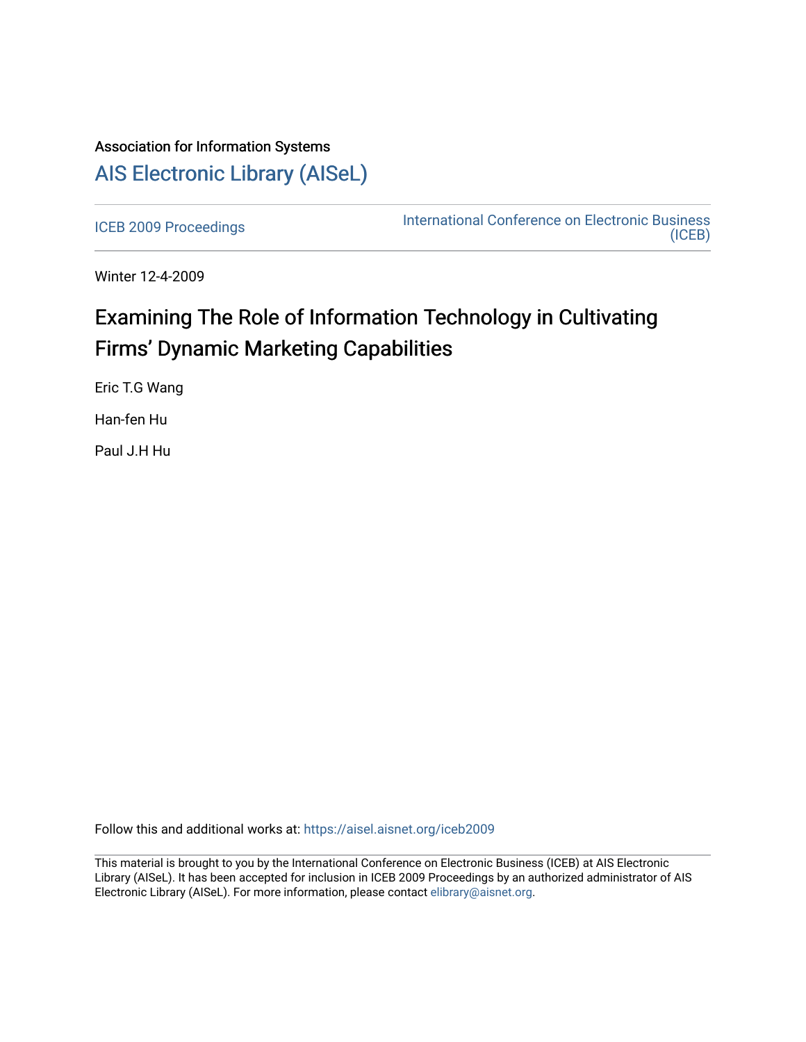Association for Information Systems

# AIS Electronic Library (AISeL)

ICEB 2009 Proceedings

International Conference on Electronic Business (ICEB)

Winter 12-4-2009

# Examining The Role of Information Technology in Cultivating Firms' Dynamic Marketing Capabilities

Eric T.G Wang

Han-fen Hu

Paul J.H Hu

Follow this and additional works at: https://aisel.aisnet.org/iceb2009

This material is brought to you by the International Conference on Electronic Business (ICEB) at AIS Electronic Library (AISeL). It has been accepted for inclusion in ICEB 2009 Proceedings by an authorized administrator of AIS Electronic Library (AISeL). For more information, please contact elibrary@aisnet.org.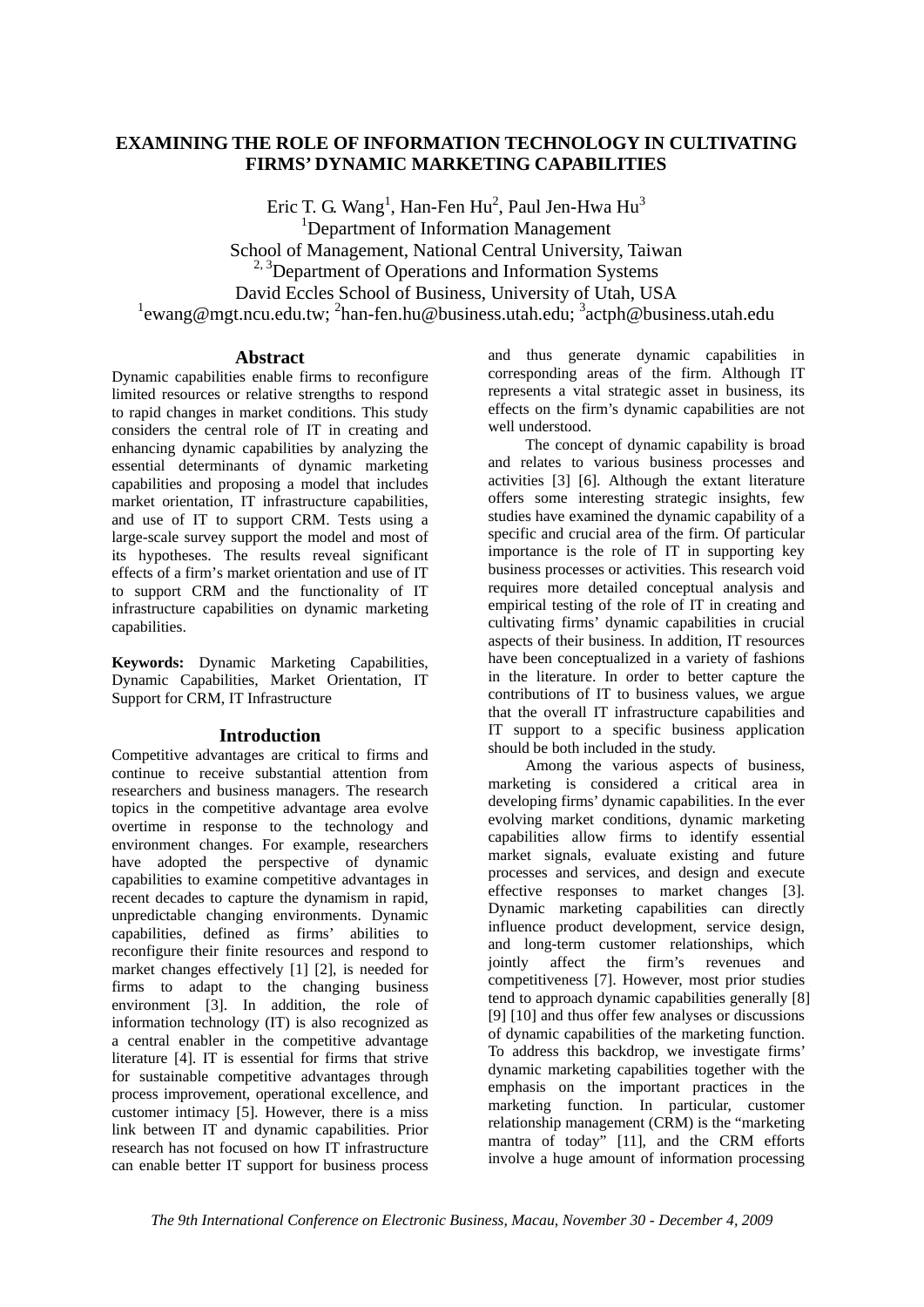# EXAMINING THE ROLE OF INFORMATION TECHNOLOGY IN CULTIVATING FIRMS' DYNAMIC MARKETING CAPABILITIES

Eric T. G. Wang[1], Han-Fen Hu[2], Paul Jen-Hwa Hu[3]

[1]Department of Information Management
School of Management, National Central University, Taiwan
[2, 3]Department of Operations and Information Systems
David Eccles School of Business, University of Utah, USA
[1]ewang@mgt.ncu.edu.tw; [2]han-fen.hu@business.utah.edu; [3]actph@business.utah.edu

## Abstract

Dynamic capabilities enable firms to reconfigure limited resources or relative strengths to respond to rapid changes in market conditions. This study considers the central role of IT in creating and enhancing dynamic capabilities by analyzing the essential determinants of dynamic marketing capabilities and proposing a model that includes market orientation, IT infrastructure capabilities, and use of IT to support CRM. Tests using a large-scale survey support the model and most of its hypotheses. The results reveal significant effects of a firm's market orientation and use of IT to support CRM and the functionality of IT infrastructure capabilities on dynamic marketing capabilities.

**Keywords:** Dynamic Marketing Capabilities, Dynamic Capabilities, Market Orientation, IT Support for CRM, IT Infrastructure

## Introduction

Competitive advantages are critical to firms and continue to receive substantial attention from researchers and business managers. The research topics in the competitive advantage area evolve overtime in response to the technology and environment changes. For example, researchers have adopted the perspective of dynamic capabilities to examine competitive advantages in recent decades to capture the dynamism in rapid, unpredictable changing environments. Dynamic capabilities, defined as firms' abilities to reconfigure their finite resources and respond to market changes effectively [1] [2], is needed for firms to adapt to the changing business environment [3]. In addition, the role of information technology (IT) is also recognized as a central enabler in the competitive advantage literature [4]. IT is essential for firms that strive for sustainable competitive advantages through process improvement, operational excellence, and customer intimacy [5]. However, there is a miss link between IT and dynamic capabilities. Prior research has not focused on how IT infrastructure can enable better IT support for business process and thus generate dynamic capabilities in corresponding areas of the firm. Although IT represents a vital strategic asset in business, its effects on the firm's dynamic capabilities are not well understood.

The concept of dynamic capability is broad and relates to various business processes and activities [3] [6]. Although the extant literature offers some interesting strategic insights, few studies have examined the dynamic capability of a specific and crucial area of the firm. Of particular importance is the role of IT in supporting key business processes or activities. This research void requires more detailed conceptual analysis and empirical testing of the role of IT in creating and cultivating firms' dynamic capabilities in crucial aspects of their business. In addition, IT resources have been conceptualized in a variety of fashions in the literature. In order to better capture the contributions of IT to business values, we argue that the overall IT infrastructure capabilities and IT support to a specific business application should be both included in the study.

Among the various aspects of business, marketing is considered a critical area in developing firms' dynamic capabilities. In the ever evolving market conditions, dynamic marketing capabilities allow firms to identify essential market signals, evaluate existing and future processes and services, and design and execute effective responses to market changes [3]. Dynamic marketing capabilities can directly influence product development, service design, and long-term customer relationships, which jointly affect the firm's revenues and competitiveness [7]. However, most prior studies tend to approach dynamic capabilities generally [8] [9] [10] and thus offer few analyses or discussions of dynamic capabilities of the marketing function. To address this backdrop, we investigate firms' dynamic marketing capabilities together with the emphasis on the important practices in the marketing function. In particular, customer relationship management (CRM) is the "marketing mantra of today" [11], and the CRM efforts involve a huge amount of information processing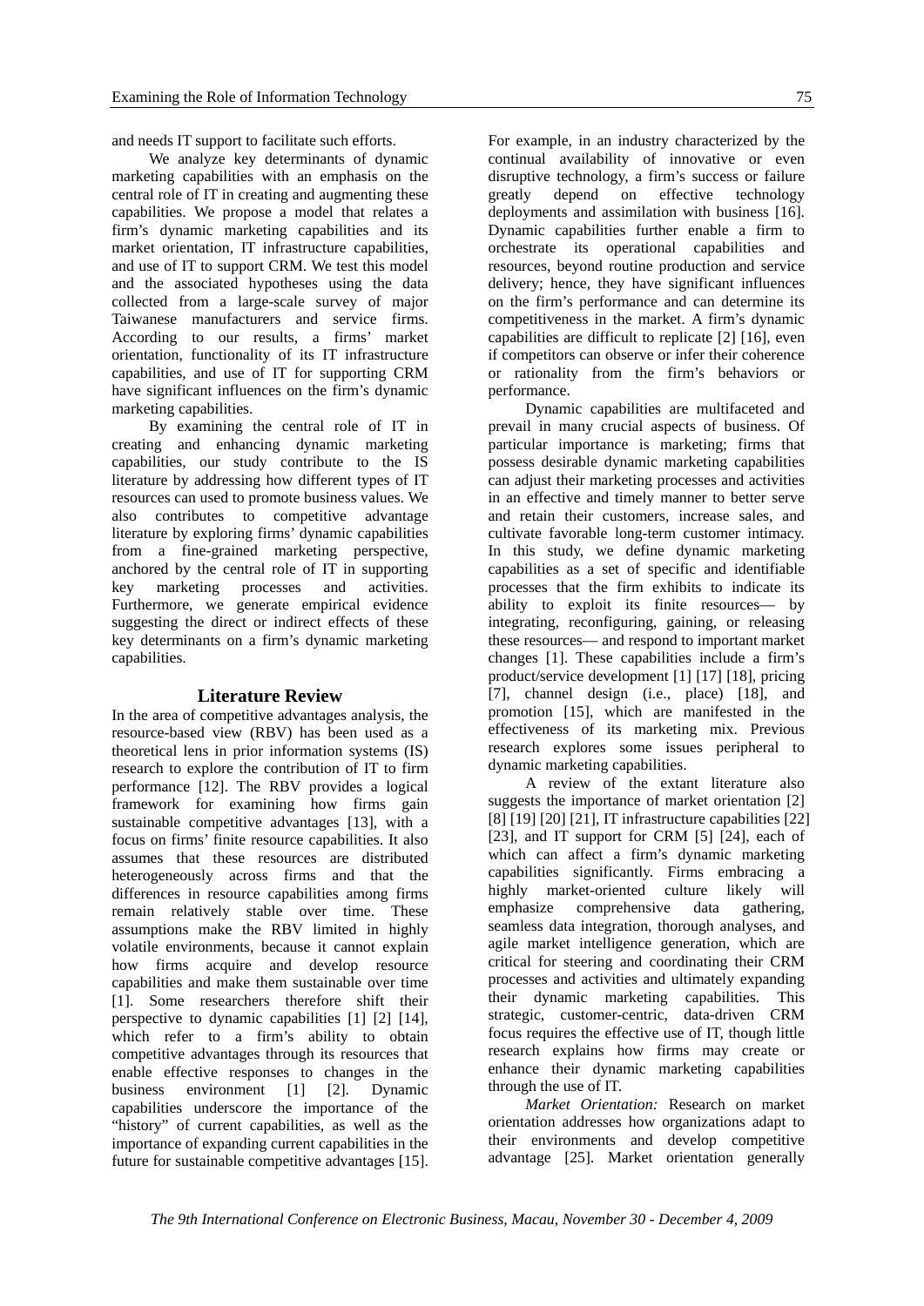and needs IT support to facilitate such efforts.

We analyze key determinants of dynamic marketing capabilities with an emphasis on the central role of IT in creating and augmenting these capabilities. We propose a model that relates a firm's dynamic marketing capabilities and its market orientation, IT infrastructure capabilities, and use of IT to support CRM. We test this model and the associated hypotheses using the data collected from a large-scale survey of major Taiwanese manufacturers and service firms. According to our results, a firms' market orientation, functionality of its IT infrastructure capabilities, and use of IT for supporting CRM have significant influences on the firm's dynamic marketing capabilities.

By examining the central role of IT in creating and enhancing dynamic marketing capabilities, our study contribute to the IS literature by addressing how different types of IT resources can used to promote business values. We also contributes to competitive advantage literature by exploring firms' dynamic capabilities from a fine-grained marketing perspective, anchored by the central role of IT in supporting key marketing processes and activities. Furthermore, we generate empirical evidence suggesting the direct or indirect effects of these key determinants on a firm's dynamic marketing capabilities.

## Literature Review

In the area of competitive advantages analysis, the resource-based view (RBV) has been used as a theoretical lens in prior information systems (IS) research to explore the contribution of IT to firm performance [12]. The RBV provides a logical framework for examining how firms gain sustainable competitive advantages [13], with a focus on firms' finite resource capabilities. It also assumes that these resources are distributed heterogeneously across firms and that the differences in resource capabilities among firms remain relatively stable over time. These assumptions make the RBV limited in highly volatile environments, because it cannot explain how firms acquire and develop resource capabilities and make them sustainable over time [1]. Some researchers therefore shift their perspective to dynamic capabilities [1] [2] [14], which refer to a firm's ability to obtain competitive advantages through its resources that enable effective responses to changes in the business environment [1] [2]. Dynamic capabilities underscore the importance of the "history" of current capabilities, as well as the importance of expanding current capabilities in the future for sustainable competitive advantages [15]. For example, in an industry characterized by the continual availability of innovative or even disruptive technology, a firm's success or failure greatly depend on effective technology deployments and assimilation with business [16]. Dynamic capabilities further enable a firm to orchestrate its operational capabilities and resources, beyond routine production and service delivery; hence, they have significant influences on the firm's performance and can determine its competitiveness in the market. A firm's dynamic capabilities are difficult to replicate [2] [16], even if competitors can observe or infer their coherence or rationality from the firm's behaviors or performance.

Dynamic capabilities are multifaceted and prevail in many crucial aspects of business. Of particular importance is marketing; firms that possess desirable dynamic marketing capabilities can adjust their marketing processes and activities in an effective and timely manner to better serve and retain their customers, increase sales, and cultivate favorable long-term customer intimacy. In this study, we define dynamic marketing capabilities as a set of specific and identifiable processes that the firm exhibits to indicate its ability to exploit its finite resources— by integrating, reconfiguring, gaining, or releasing these resources— and respond to important market changes [1]. These capabilities include a firm's product/service development [1] [17] [18], pricing [7], channel design (i.e., place) [18], and promotion [15], which are manifested in the effectiveness of its marketing mix. Previous research explores some issues peripheral to dynamic marketing capabilities.

A review of the extant literature also suggests the importance of market orientation [2] [8] [19] [20] [21], IT infrastructure capabilities [22] [23], and IT support for CRM [5] [24], each of which can affect a firm's dynamic marketing capabilities significantly. Firms embracing a highly market-oriented culture likely will emphasize comprehensive data gathering, seamless data integration, thorough analyses, and agile market intelligence generation, which are critical for steering and coordinating their CRM processes and activities and ultimately expanding their dynamic marketing capabilities. This strategic, customer-centric, data-driven CRM focus requires the effective use of IT, though little research explains how firms may create or enhance their dynamic marketing capabilities through the use of IT.

*Market Orientation:* Research on market orientation addresses how organizations adapt to their environments and develop competitive advantage [25]. Market orientation generally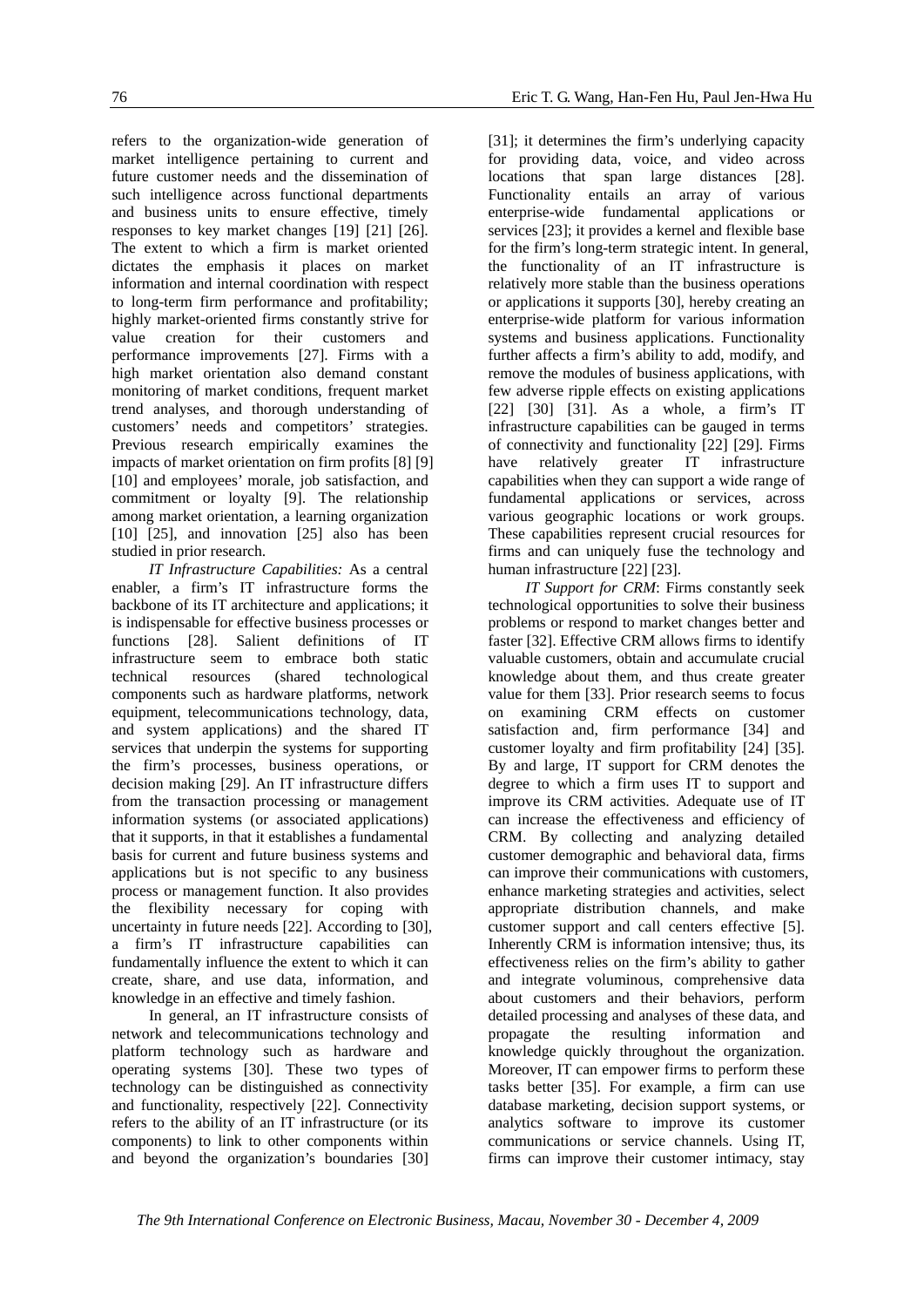refers to the organization-wide generation of market intelligence pertaining to current and future customer needs and the dissemination of such intelligence across functional departments and business units to ensure effective, timely responses to key market changes [19] [21] [26]. The extent to which a firm is market oriented dictates the emphasis it places on market information and internal coordination with respect to long-term firm performance and profitability; highly market-oriented firms constantly strive for value creation for their customers and performance improvements [27]. Firms with a high market orientation also demand constant monitoring of market conditions, frequent market trend analyses, and thorough understanding of customers' needs and competitors' strategies. Previous research empirically examines the impacts of market orientation on firm profits [8] [9] [10] and employees' morale, job satisfaction, and commitment or loyalty [9]. The relationship among market orientation, a learning organization [10] [25], and innovation [25] also has been studied in prior research.

*IT Infrastructure Capabilities:* As a central enabler, a firm's IT infrastructure forms the backbone of its IT architecture and applications; it is indispensable for effective business processes or functions [28]. Salient definitions of IT infrastructure seem to embrace both static technical resources (shared technological components such as hardware platforms, network equipment, telecommunications technology, data, and system applications) and the shared IT services that underpin the systems for supporting the firm's processes, business operations, or decision making [29]. An IT infrastructure differs from the transaction processing or management information systems (or associated applications) that it supports, in that it establishes a fundamental basis for current and future business systems and applications but is not specific to any business process or management function. It also provides the flexibility necessary for coping with uncertainty in future needs [22]. According to [30], a firm's IT infrastructure capabilities can fundamentally influence the extent to which it can create, share, and use data, information, and knowledge in an effective and timely fashion.

In general, an IT infrastructure consists of network and telecommunications technology and platform technology such as hardware and operating systems [30]. These two types of technology can be distinguished as connectivity and functionality, respectively [22]. Connectivity refers to the ability of an IT infrastructure (or its components) to link to other components within and beyond the organization's boundaries [30] [31]; it determines the firm's underlying capacity for providing data, voice, and video across locations that span large distances [28]. Functionality entails an array of various enterprise-wide fundamental applications or services [23]; it provides a kernel and flexible base for the firm's long-term strategic intent. In general, the functionality of an IT infrastructure is relatively more stable than the business operations or applications it supports [30], hereby creating an enterprise-wide platform for various information systems and business applications. Functionality further affects a firm's ability to add, modify, and remove the modules of business applications, with few adverse ripple effects on existing applications [22] [30] [31]. As a whole, a firm's IT infrastructure capabilities can be gauged in terms of connectivity and functionality [22] [29]. Firms have relatively greater IT infrastructure capabilities when they can support a wide range of fundamental applications or services, across various geographic locations or work groups. These capabilities represent crucial resources for firms and can uniquely fuse the technology and human infrastructure [22] [23].

*IT Support for CRM*: Firms constantly seek technological opportunities to solve their business problems or respond to market changes better and faster [32]. Effective CRM allows firms to identify valuable customers, obtain and accumulate crucial knowledge about them, and thus create greater value for them [33]. Prior research seems to focus on examining CRM effects on customer satisfaction and, firm performance [34] and customer loyalty and firm profitability [24] [35]. By and large, IT support for CRM denotes the degree to which a firm uses IT to support and improve its CRM activities. Adequate use of IT can increase the effectiveness and efficiency of CRM. By collecting and analyzing detailed customer demographic and behavioral data, firms can improve their communications with customers, enhance marketing strategies and activities, select appropriate distribution channels, and make customer support and call centers effective [5]. Inherently CRM is information intensive; thus, its effectiveness relies on the firm's ability to gather and integrate voluminous, comprehensive data about customers and their behaviors, perform detailed processing and analyses of these data, and propagate the resulting information and knowledge quickly throughout the organization. Moreover, IT can empower firms to perform these tasks better [35]. For example, a firm can use database marketing, decision support systems, or analytics software to improve its customer communications or service channels. Using IT, firms can improve their customer intimacy, stay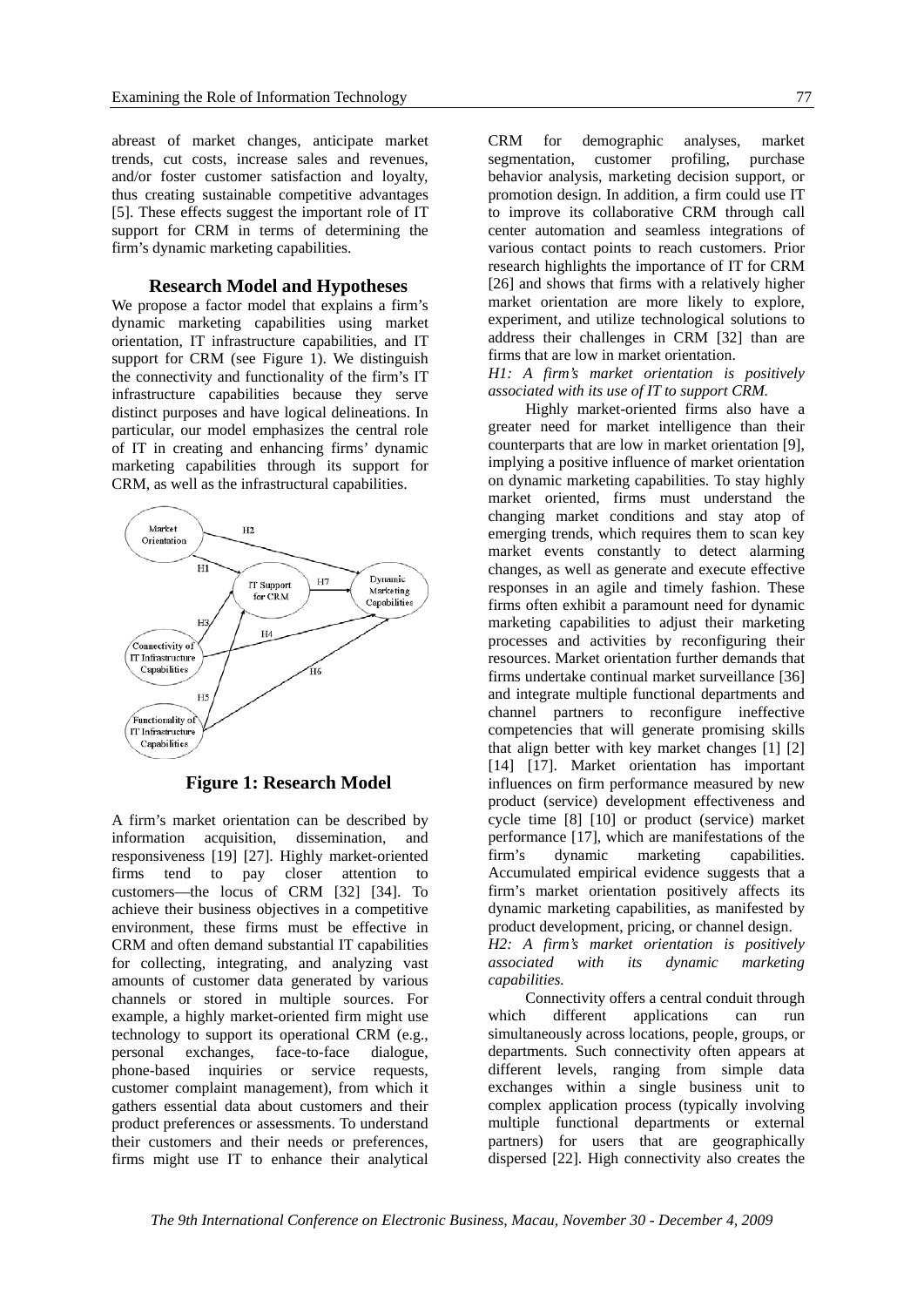abreast of market changes, anticipate market trends, cut costs, increase sales and revenues, and/or foster customer satisfaction and loyalty, thus creating sustainable competitive advantages [5]. These effects suggest the important role of IT support for CRM in terms of determining the firm's dynamic marketing capabilities.

## Research Model and Hypotheses

We propose a factor model that explains a firm's dynamic marketing capabilities using market orientation, IT infrastructure capabilities, and IT support for CRM (see Figure 1). We distinguish the connectivity and functionality of the firm's IT infrastructure capabilities because they serve distinct purposes and have logical delineations. In particular, our model emphasizes the central role of IT in creating and enhancing firms' dynamic marketing capabilities through its support for CRM, as well as the infrastructural capabilities.

**Figure 1: Research Model**

A firm's market orientation can be described by information acquisition, dissemination, and responsiveness [19] [27]. Highly market-oriented firms tend to pay closer attention to customers—the locus of CRM [32] [34]. To achieve their business objectives in a competitive environment, these firms must be effective in CRM and often demand substantial IT capabilities for collecting, integrating, and analyzing vast amounts of customer data generated by various channels or stored in multiple sources. For example, a highly market-oriented firm might use technology to support its operational CRM (e.g., personal exchanges, face-to-face dialogue, phone-based inquiries or service requests, customer complaint management), from which it gathers essential data about customers and their product preferences or assessments. To understand their customers and their needs or preferences, firms might use IT to enhance their analytical CRM for demographic analyses, market segmentation, customer profiling, purchase behavior analysis, marketing decision support, or promotion design. In addition, a firm could use IT to improve its collaborative CRM through call center automation and seamless integrations of various contact points to reach customers. Prior research highlights the importance of IT for CRM [26] and shows that firms with a relatively higher market orientation are more likely to explore, experiment, and utilize technological solutions to address their challenges in CRM [32] than are firms that are low in market orientation.

*H1: A firm's market orientation is positively associated with its use of IT to support CRM.*

Highly market-oriented firms also have a greater need for market intelligence than their counterparts that are low in market orientation [9], implying a positive influence of market orientation on dynamic marketing capabilities. To stay highly market oriented, firms must understand the changing market conditions and stay atop of emerging trends, which requires them to scan key market events constantly to detect alarming changes, as well as generate and execute effective responses in an agile and timely fashion. These firms often exhibit a paramount need for dynamic marketing capabilities to adjust their marketing processes and activities by reconfiguring their resources. Market orientation further demands that firms undertake continual market surveillance [36] and integrate multiple functional departments and channel partners to reconfigure ineffective competencies that will generate promising skills that align better with key market changes [1] [2] [14] [17]. Market orientation has important influences on firm performance measured by new product (service) development effectiveness and cycle time [8] [10] or product (service) market performance [17], which are manifestations of the firm's dynamic marketing capabilities. Accumulated empirical evidence suggests that a firm's market orientation positively affects its dynamic marketing capabilities, as manifested by product development, pricing, or channel design.

*H2: A firm's market orientation is positively associated with its dynamic marketing capabilities.*

Connectivity offers a central conduit through which different applications can run simultaneously across locations, people, groups, or departments. Such connectivity often appears at different levels, ranging from simple data exchanges within a single business unit to complex application process (typically involving multiple functional departments or external partners) for users that are geographically dispersed [22]. High connectivity also creates the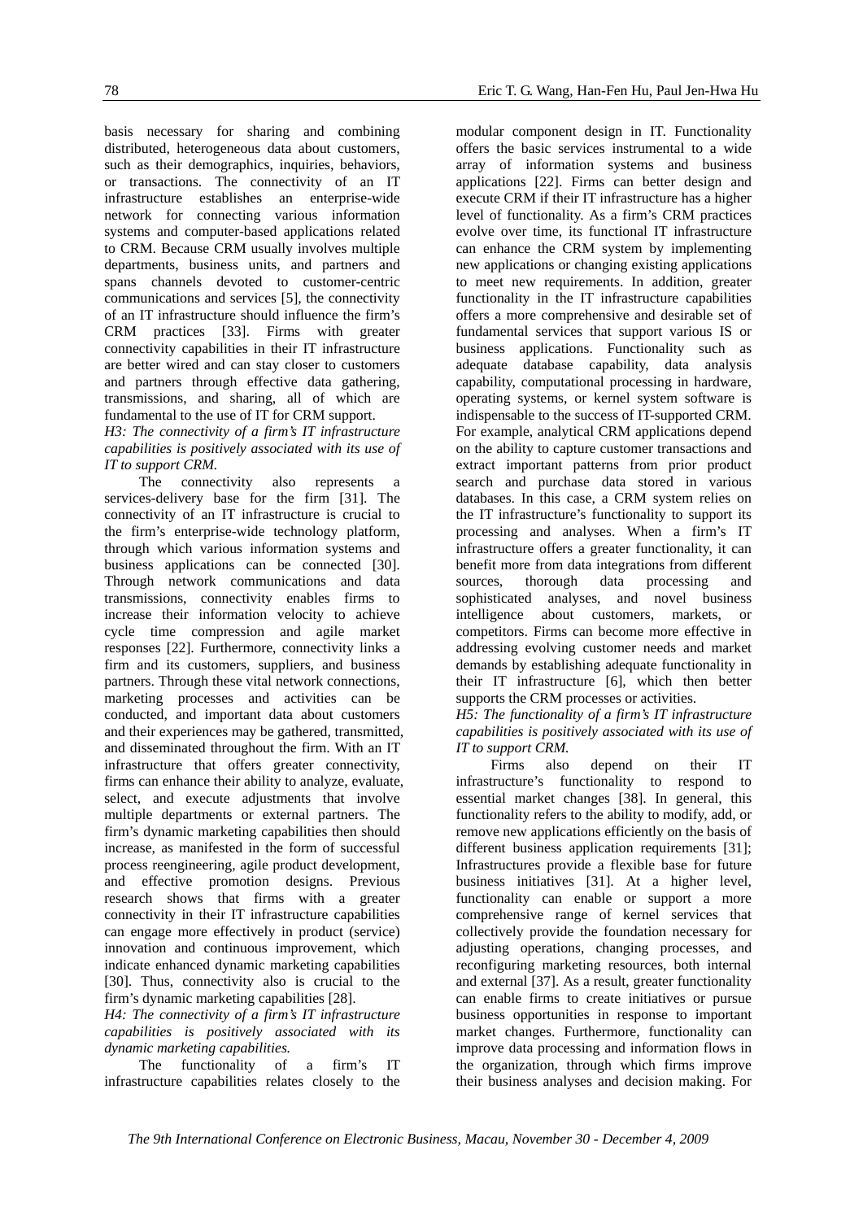basis necessary for sharing and combining distributed, heterogeneous data about customers, such as their demographics, inquiries, behaviors, or transactions. The connectivity of an IT infrastructure establishes an enterprise-wide network for connecting various information systems and computer-based applications related to CRM. Because CRM usually involves multiple departments, business units, and partners and spans channels devoted to customer-centric communications and services [5], the connectivity of an IT infrastructure should influence the firm's CRM practices [33]. Firms with greater connectivity capabilities in their IT infrastructure are better wired and can stay closer to customers and partners through effective data gathering, transmissions, and sharing, all of which are fundamental to the use of IT for CRM support.

*H3: The connectivity of a firm's IT infrastructure capabilities is positively associated with its use of IT to support CRM.*

The connectivity also represents a services-delivery base for the firm [31]. The connectivity of an IT infrastructure is crucial to the firm's enterprise-wide technology platform, through which various information systems and business applications can be connected [30]. Through network communications and data transmissions, connectivity enables firms to increase their information velocity to achieve cycle time compression and agile market responses [22]. Furthermore, connectivity links a firm and its customers, suppliers, and business partners. Through these vital network connections, marketing processes and activities can be conducted, and important data about customers and their experiences may be gathered, transmitted, and disseminated throughout the firm. With an IT infrastructure that offers greater connectivity, firms can enhance their ability to analyze, evaluate, select, and execute adjustments that involve multiple departments or external partners. The firm's dynamic marketing capabilities then should increase, as manifested in the form of successful process reengineering, agile product development, and effective promotion designs. Previous research shows that firms with a greater connectivity in their IT infrastructure capabilities can engage more effectively in product (service) innovation and continuous improvement, which indicate enhanced dynamic marketing capabilities [30]. Thus, connectivity also is crucial to the firm's dynamic marketing capabilities [28].

*H4: The connectivity of a firm's IT infrastructure capabilities is positively associated with its dynamic marketing capabilities.*

The functionality of a firm's IT infrastructure capabilities relates closely to the modular component design in IT. Functionality offers the basic services instrumental to a wide array of information systems and business applications [22]. Firms can better design and execute CRM if their IT infrastructure has a higher level of functionality. As a firm's CRM practices evolve over time, its functional IT infrastructure can enhance the CRM system by implementing new applications or changing existing applications to meet new requirements. In addition, greater functionality in the IT infrastructure capabilities offers a more comprehensive and desirable set of fundamental services that support various IS or business applications. Functionality such as adequate database capability, data analysis capability, computational processing in hardware, operating systems, or kernel system software is indispensable to the success of IT-supported CRM. For example, analytical CRM applications depend on the ability to capture customer transactions and extract important patterns from prior product search and purchase data stored in various databases. In this case, a CRM system relies on the IT infrastructure's functionality to support its processing and analyses. When a firm's IT infrastructure offers a greater functionality, it can benefit more from data integrations from different sources, thorough data processing and sophisticated analyses, and novel business intelligence about customers, markets, or competitors. Firms can become more effective in addressing evolving customer needs and market demands by establishing adequate functionality in their IT infrastructure [6], which then better supports the CRM processes or activities.

*H5: The functionality of a firm's IT infrastructure capabilities is positively associated with its use of IT to support CRM.*

Firms also depend on their IT infrastructure's functionality to respond to essential market changes [38]. In general, this functionality refers to the ability to modify, add, or remove new applications efficiently on the basis of different business application requirements [31]; Infrastructures provide a flexible base for future business initiatives [31]. At a higher level, functionality can enable or support a more comprehensive range of kernel services that collectively provide the foundation necessary for adjusting operations, changing processes, and reconfiguring marketing resources, both internal and external [37]. As a result, greater functionality can enable firms to create initiatives or pursue business opportunities in response to important market changes. Furthermore, functionality can improve data processing and information flows in the organization, through which firms improve their business analyses and decision making. For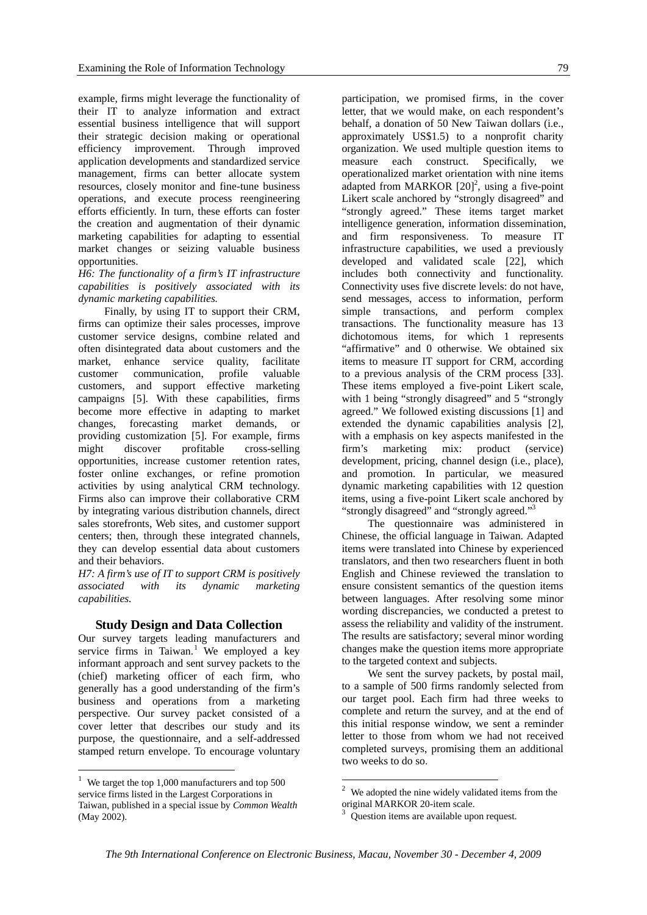example, firms might leverage the functionality of their IT to analyze information and extract essential business intelligence that will support their strategic decision making or operational efficiency improvement. Through improved application developments and standardized service management, firms can better allocate system resources, closely monitor and fine-tune business operations, and execute process reengineering efforts efficiently. In turn, these efforts can foster the creation and augmentation of their dynamic marketing capabilities for adapting to essential market changes or seizing valuable business opportunities.

*H6: The functionality of a firm's IT infrastructure capabilities is positively associated with its dynamic marketing capabilities.*

Finally, by using IT to support their CRM, firms can optimize their sales processes, improve customer service designs, combine related and often disintegrated data about customers and the market, enhance service quality, facilitate customer communication, profile valuable customers, and support effective marketing campaigns [5]. With these capabilities, firms become more effective in adapting to market changes, forecasting market demands, or providing customization [5]. For example, firms might discover profitable cross-selling opportunities, increase customer retention rates, foster online exchanges, or refine promotion activities by using analytical CRM technology. Firms also can improve their collaborative CRM by integrating various distribution channels, direct sales storefronts, Web sites, and customer support centers; then, through these integrated channels, they can develop essential data about customers and their behaviors.

*H7: A firm's use of IT to support CRM is positively associated with its dynamic marketing capabilities.*

## Study Design and Data Collection

Our survey targets leading manufacturers and service firms in Taiwan.[1] We employed a key informant approach and sent survey packets to the (chief) marketing officer of each firm, who generally has a good understanding of the firm's business and operations from a marketing perspective. Our survey packet consisted of a cover letter that describes our study and its purpose, the questionnaire, and a self-addressed stamped return envelope. To encourage voluntary participation, we promised firms, in the cover letter, that we would make, on each respondent's behalf, a donation of 50 New Taiwan dollars (i.e., approximately US$1.5) to a nonprofit charity organization. We used multiple question items to measure each construct. Specifically, we operationalized market orientation with nine items adapted from MARKOR [20][2], using a five-point Likert scale anchored by "strongly disagreed" and "strongly agreed." These items target market intelligence generation, information dissemination, and firm responsiveness. To measure IT infrastructure capabilities, we used a previously developed and validated scale [22], which includes both connectivity and functionality. Connectivity uses five discrete levels: do not have, send messages, access to information, perform simple transactions, and perform complex transactions. The functionality measure has 13 dichotomous items, for which 1 represents "affirmative" and 0 otherwise. We obtained six items to measure IT support for CRM, according to a previous analysis of the CRM process [33]. These items employed a five-point Likert scale, with 1 being "strongly disagreed" and 5 "strongly agreed." We followed existing discussions [1] and extended the dynamic capabilities analysis [2], with a emphasis on key aspects manifested in the firm's marketing mix: product (service) development, pricing, channel design (i.e., place), and promotion. In particular, we measured dynamic marketing capabilities with 12 question items, using a five-point Likert scale anchored by "strongly disagreed" and "strongly agreed."[3]

The questionnaire was administered in Chinese, the official language in Taiwan. Adapted items were translated into Chinese by experienced translators, and then two researchers fluent in both English and Chinese reviewed the translation to ensure consistent semantics of the question items between languages. After resolving some minor wording discrepancies, we conducted a pretest to assess the reliability and validity of the instrument. The results are satisfactory; several minor wording changes make the question items more appropriate to the targeted context and subjects.

We sent the survey packets, by postal mail, to a sample of 500 firms randomly selected from our target pool. Each firm had three weeks to complete and return the survey, and at the end of this initial response window, we sent a reminder letter to those from whom we had not received completed surveys, promising them an additional two weeks to do so.

---

[1] We target the top 1,000 manufacturers and top 500 service firms listed in the Largest Corporations in Taiwan, published in a special issue by *Common Wealth* (May 2002).

[2] We adopted the nine widely validated items from the original MARKOR 20-item scale.

[3] Question items are available upon request.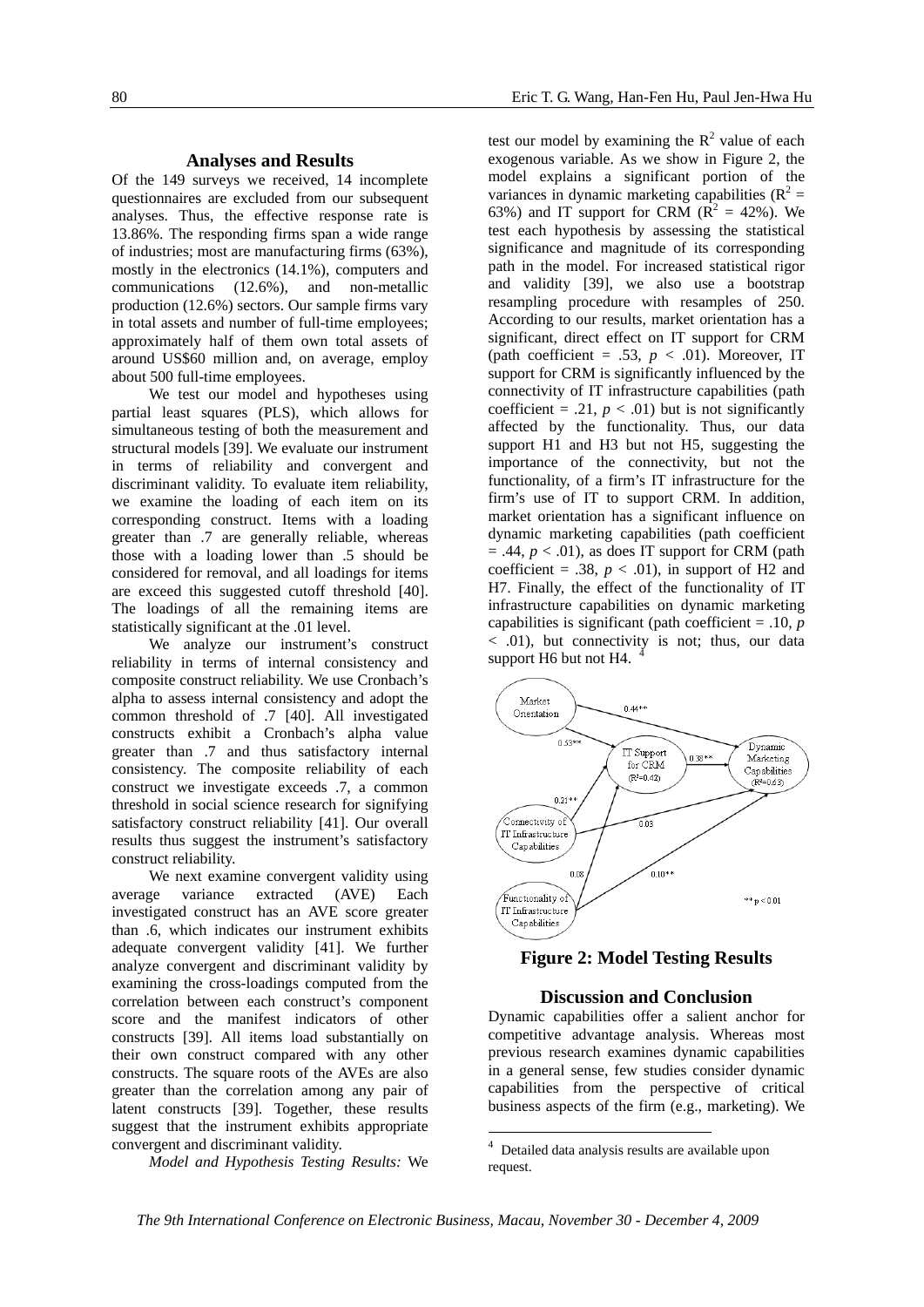## Analyses and Results

Of the 149 surveys we received, 14 incomplete questionnaires are excluded from our subsequent analyses. Thus, the effective response rate is 13.86%. The responding firms span a wide range of industries; most are manufacturing firms (63%), mostly in the electronics (14.1%), computers and communications (12.6%), and non-metallic production (12.6%) sectors. Our sample firms vary in total assets and number of full-time employees; approximately half of them own total assets of around US$60 million and, on average, employ about 500 full-time employees.

We test our model and hypotheses using partial least squares (PLS), which allows for simultaneous testing of both the measurement and structural models [39]. We evaluate our instrument in terms of reliability and convergent and discriminant validity. To evaluate item reliability, we examine the loading of each item on its corresponding construct. Items with a loading greater than .7 are generally reliable, whereas those with a loading lower than .5 should be considered for removal, and all loadings for items are exceed this suggested cutoff threshold [40]. The loadings of all the remaining items are statistically significant at the .01 level.

We analyze our instrument's construct reliability in terms of internal consistency and composite construct reliability. We use Cronbach's alpha to assess internal consistency and adopt the common threshold of .7 [40]. All investigated constructs exhibit a Cronbach's alpha value greater than .7 and thus satisfactory internal consistency. The composite reliability of each construct we investigate exceeds .7, a common threshold in social science research for signifying satisfactory construct reliability [41]. Our overall results thus suggest the instrument's satisfactory construct reliability.

We next examine convergent validity using average variance extracted (AVE) Each investigated construct has an AVE score greater than .6, which indicates our instrument exhibits adequate convergent validity [41]. We further analyze convergent and discriminant validity by examining the cross-loadings computed from the correlation between each construct's component score and the manifest indicators of other constructs [39]. All items load substantially on their own construct compared with any other constructs. The square roots of the AVEs are also greater than the correlation among any pair of latent constructs [39]. Together, these results suggest that the instrument exhibits appropriate convergent and discriminant validity.

*Model and Hypothesis Testing Results:* We test our model by examining the $R^2$ value of each exogenous variable. As we show in Figure 2, the model explains a significant portion of the variances in dynamic marketing capabilities ($R^2$ = 63%) and IT support for CRM ($R^2$ = 42%). We test each hypothesis by assessing the statistical significance and magnitude of its corresponding path in the model. For increased statistical rigor and validity [39], we also use a bootstrap resampling procedure with resamples of 250. According to our results, market orientation has a significant, direct effect on IT support for CRM (path coefficient = .53, $p < .01$). Moreover, IT support for CRM is significantly influenced by the connectivity of IT infrastructure capabilities (path coefficient = .21, $p < .01$) but is not significantly affected by the functionality. Thus, our data support H1 and H3 but not H5, suggesting the importance of the connectivity, but not the functionality, of a firm's IT infrastructure for the firm's use of IT to support CRM. In addition, market orientation has a significant influence on dynamic marketing capabilities (path coefficient = .44, $p < .01$), as does IT support for CRM (path coefficient = .38, $p < .01$), in support of H2 and H7. Finally, the effect of the functionality of IT infrastructure capabilities on dynamic marketing capabilities is significant (path coefficient = .10, $p < .01$), but connectivity is not; thus, our data support H6 but not H4. [4]

**Figure 2: Model Testing Results**

## Discussion and Conclusion

Dynamic capabilities offer a salient anchor for competitive advantage analysis. Whereas most previous research examines dynamic capabilities in a general sense, few studies consider dynamic capabilities from the perspective of critical business aspects of the firm (e.g., marketing). We

[4] Detailed data analysis results are available upon request.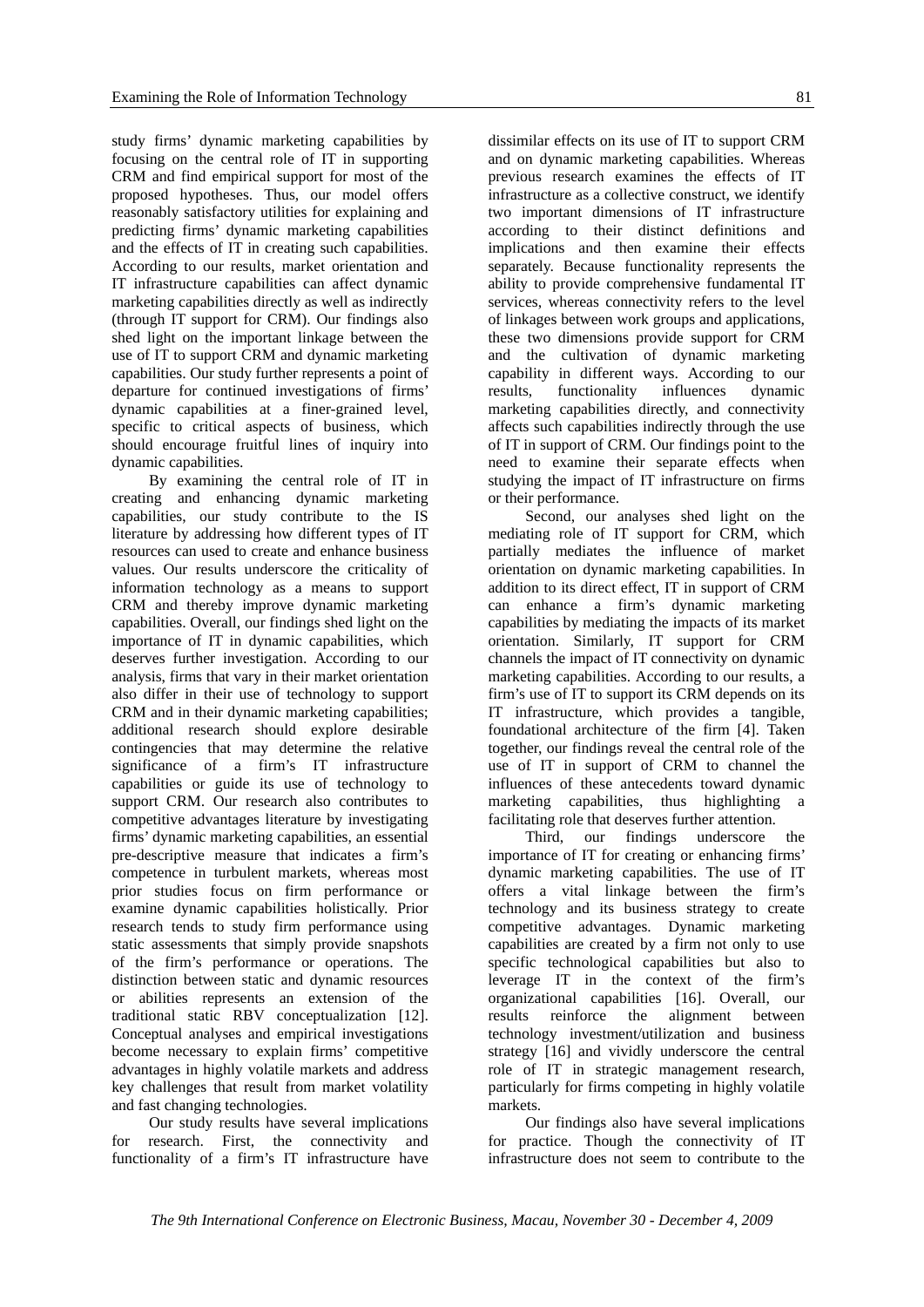study firms' dynamic marketing capabilities by focusing on the central role of IT in supporting CRM and find empirical support for most of the proposed hypotheses. Thus, our model offers reasonably satisfactory utilities for explaining and predicting firms' dynamic marketing capabilities and the effects of IT in creating such capabilities. According to our results, market orientation and IT infrastructure capabilities can affect dynamic marketing capabilities directly as well as indirectly (through IT support for CRM). Our findings also shed light on the important linkage between the use of IT to support CRM and dynamic marketing capabilities. Our study further represents a point of departure for continued investigations of firms' dynamic capabilities at a finer-grained level, specific to critical aspects of business, which should encourage fruitful lines of inquiry into dynamic capabilities.

By examining the central role of IT in creating and enhancing dynamic marketing capabilities, our study contribute to the IS literature by addressing how different types of IT resources can used to create and enhance business values. Our results underscore the criticality of information technology as a means to support CRM and thereby improve dynamic marketing capabilities. Overall, our findings shed light on the importance of IT in dynamic capabilities, which deserves further investigation. According to our analysis, firms that vary in their market orientation also differ in their use of technology to support CRM and in their dynamic marketing capabilities; additional research should explore desirable contingencies that may determine the relative significance of a firm's IT infrastructure capabilities or guide its use of technology to support CRM. Our research also contributes to competitive advantages literature by investigating firms' dynamic marketing capabilities, an essential pre-descriptive measure that indicates a firm's competence in turbulent markets, whereas most prior studies focus on firm performance or examine dynamic capabilities holistically. Prior research tends to study firm performance using static assessments that simply provide snapshots of the firm's performance or operations. The distinction between static and dynamic resources or abilities represents an extension of the traditional static RBV conceptualization [12]. Conceptual analyses and empirical investigations become necessary to explain firms' competitive advantages in highly volatile markets and address key challenges that result from market volatility and fast changing technologies.

Our study results have several implications for research. First, the connectivity and functionality of a firm's IT infrastructure have dissimilar effects on its use of IT to support CRM and on dynamic marketing capabilities. Whereas previous research examines the effects of IT infrastructure as a collective construct, we identify two important dimensions of IT infrastructure according to their distinct definitions and implications and then examine their effects separately. Because functionality represents the ability to provide comprehensive fundamental IT services, whereas connectivity refers to the level of linkages between work groups and applications, these two dimensions provide support for CRM and the cultivation of dynamic marketing capability in different ways. According to our results, functionality influences dynamic marketing capabilities directly, and connectivity affects such capabilities indirectly through the use of IT in support of CRM. Our findings point to the need to examine their separate effects when studying the impact of IT infrastructure on firms or their performance.

Second, our analyses shed light on the mediating role of IT support for CRM, which partially mediates the influence of market orientation on dynamic marketing capabilities. In addition to its direct effect, IT in support of CRM can enhance a firm's dynamic marketing capabilities by mediating the impacts of its market orientation. Similarly, IT support for CRM channels the impact of IT connectivity on dynamic marketing capabilities. According to our results, a firm's use of IT to support its CRM depends on its IT infrastructure, which provides a tangible, foundational architecture of the firm [4]. Taken together, our findings reveal the central role of the use of IT in support of CRM to channel the influences of these antecedents toward dynamic marketing capabilities, thus highlighting a facilitating role that deserves further attention.

Third, our findings underscore the importance of IT for creating or enhancing firms' dynamic marketing capabilities. The use of IT offers a vital linkage between the firm's technology and its business strategy to create competitive advantages. Dynamic marketing capabilities are created by a firm not only to use specific technological capabilities but also to leverage IT in the context of the firm's organizational capabilities [16]. Overall, our results reinforce the alignment between technology investment/utilization and business strategy [16] and vividly underscore the central role of IT in strategic management research, particularly for firms competing in highly volatile markets.

Our findings also have several implications for practice. Though the connectivity of IT infrastructure does not seem to contribute to the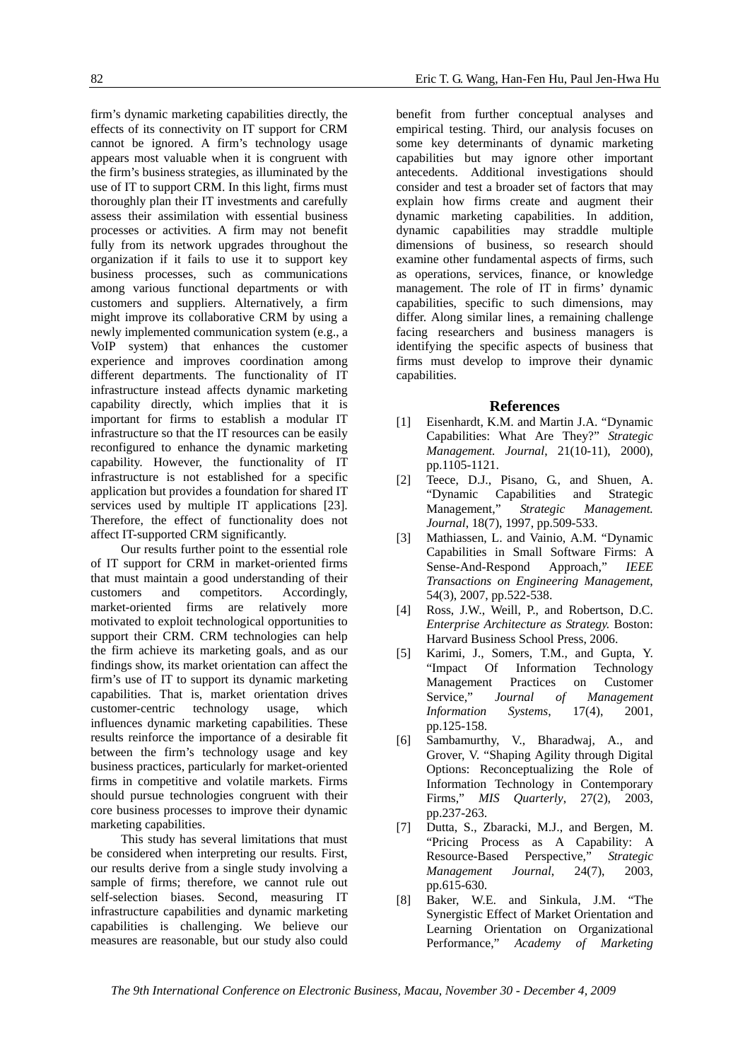firm's dynamic marketing capabilities directly, the effects of its connectivity on IT support for CRM cannot be ignored. A firm's technology usage appears most valuable when it is congruent with the firm's business strategies, as illuminated by the use of IT to support CRM. In this light, firms must thoroughly plan their IT investments and carefully assess their assimilation with essential business processes or activities. A firm may not benefit fully from its network upgrades throughout the organization if it fails to use it to support key business processes, such as communications among various functional departments or with customers and suppliers. Alternatively, a firm might improve its collaborative CRM by using a newly implemented communication system (e.g., a VoIP system) that enhances the customer experience and improves coordination among different departments. The functionality of IT infrastructure instead affects dynamic marketing capability directly, which implies that it is important for firms to establish a modular IT infrastructure so that the IT resources can be easily reconfigured to enhance the dynamic marketing capability. However, the functionality of IT infrastructure is not established for a specific application but provides a foundation for shared IT services used by multiple IT applications [23]. Therefore, the effect of functionality does not affect IT-supported CRM significantly.

Our results further point to the essential role of IT support for CRM in market-oriented firms that must maintain a good understanding of their customers and competitors. Accordingly, market-oriented firms are relatively more motivated to exploit technological opportunities to support their CRM. CRM technologies can help the firm achieve its marketing goals, and as our findings show, its market orientation can affect the firm's use of IT to support its dynamic marketing capabilities. That is, market orientation drives customer-centric technology usage, which influences dynamic marketing capabilities. These results reinforce the importance of a desirable fit between the firm's technology usage and key business practices, particularly for market-oriented firms in competitive and volatile markets. Firms should pursue technologies congruent with their core business processes to improve their dynamic marketing capabilities.

This study has several limitations that must be considered when interpreting our results. First, our results derive from a single study involving a sample of firms; therefore, we cannot rule out self-selection biases. Second, measuring IT infrastructure capabilities and dynamic marketing capabilities is challenging. We believe our measures are reasonable, but our study also could benefit from further conceptual analyses and empirical testing. Third, our analysis focuses on some key determinants of dynamic marketing capabilities but may ignore other important antecedents. Additional investigations should consider and test a broader set of factors that may explain how firms create and augment their dynamic marketing capabilities. In addition, dynamic capabilities may straddle multiple dimensions of business, so research should examine other fundamental aspects of firms, such as operations, services, finance, or knowledge management. The role of IT in firms' dynamic capabilities, specific to such dimensions, may differ. Along similar lines, a remaining challenge facing researchers and business managers is identifying the specific aspects of business that firms must develop to improve their dynamic capabilities.

## References

[1] Eisenhardt, K.M. and Martin J.A. "Dynamic Capabilities: What Are They?" *Strategic Management. Journal*, 21(10-11), 2000), pp.1105-1121.

[2] Teece, D.J., Pisano, G., and Shuen, A. "Dynamic Capabilities and Strategic Management," *Strategic Management. Journal*, 18(7), 1997, pp.509-533.

[3] Mathiassen, L. and Vainio, A.M. "Dynamic Capabilities in Small Software Firms: A Sense-And-Respond Approach," *IEEE Transactions on Engineering Management*, 54(3), 2007, pp.522-538.

[4] Ross, J.W., Weill, P., and Robertson, D.C. *Enterprise Architecture as Strategy.* Boston: Harvard Business School Press, 2006.

[5] Karimi, J., Somers, T.M., and Gupta, Y. "Impact Of Information Technology Management Practices on Customer Service," *Journal of Management Information Systems*, 17(4), 2001, pp.125-158.

[6] Sambamurthy, V., Bharadwaj, A., and Grover, V. "Shaping Agility through Digital Options: Reconceptualizing the Role of Information Technology in Contemporary Firms," *MIS Quarterly*, 27(2), 2003, pp.237-263.

[7] Dutta, S., Zbaracki, M.J., and Bergen, M. "Pricing Process as A Capability: A Resource-Based Perspective," *Strategic Management Journal*, 24(7), 2003, pp.615-630.

[8] Baker, W.E. and Sinkula, J.M. "The Synergistic Effect of Market Orientation and Learning Orientation on Organizational Performance," *Academy of Marketing*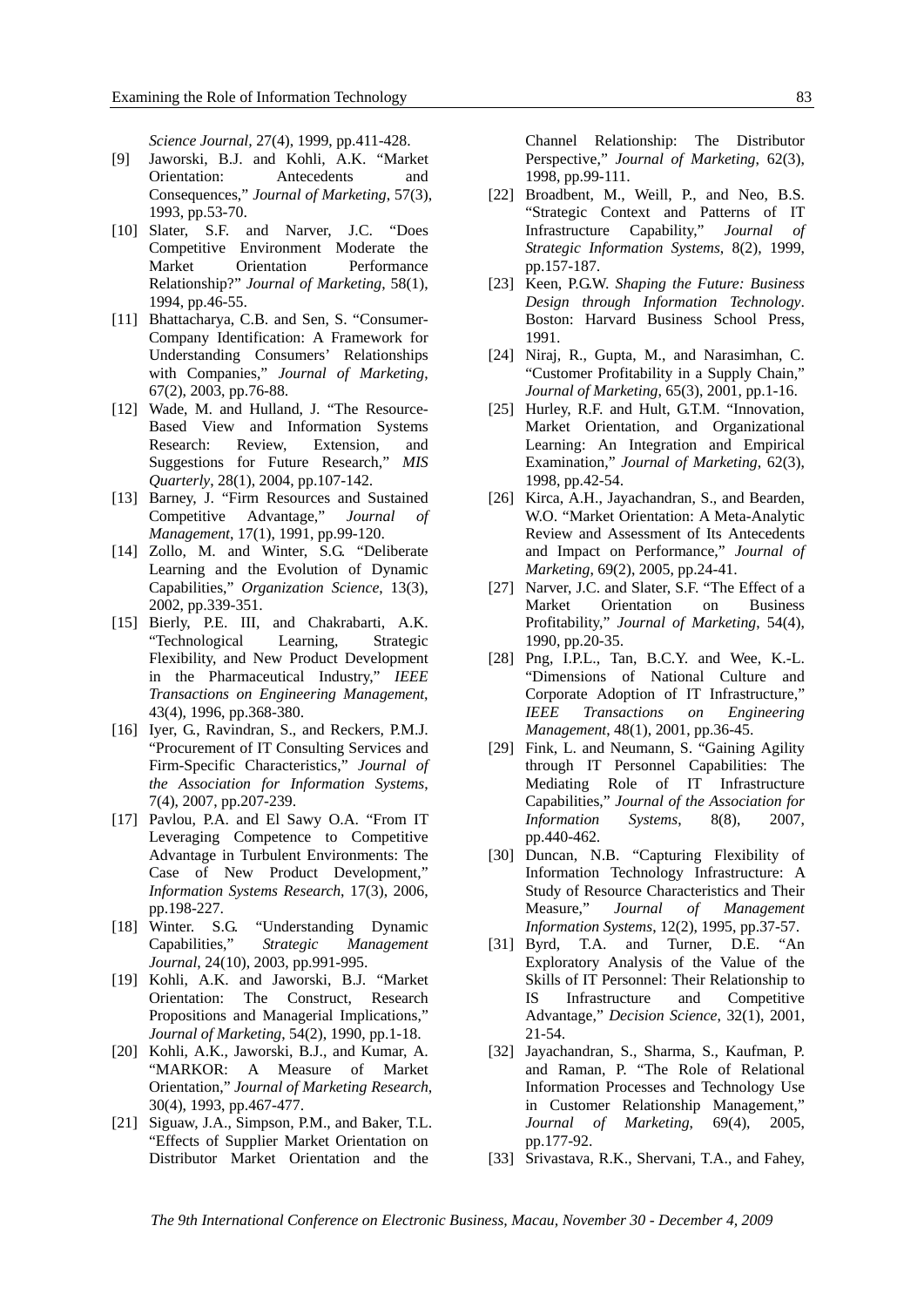*Science Journal*, 27(4), 1999, pp.411-428.

[9] Jaworski, B.J. and Kohli, A.K. "Market Orientation: Antecedents and Consequences," *Journal of Marketing*, 57(3), 1993, pp.53-70.

[10] Slater, S.F. and Narver, J.C. "Does Competitive Environment Moderate the Market Orientation Performance Relationship?" *Journal of Marketing*, 58(1), 1994, pp.46-55.

[11] Bhattacharya, C.B. and Sen, S. "Consumer-Company Identification: A Framework for Understanding Consumers' Relationships with Companies," *Journal of Marketing*, 67(2), 2003, pp.76-88.

[12] Wade, M. and Hulland, J. "The Resource-Based View and Information Systems Research: Review, Extension, and Suggestions for Future Research," *MIS Quarterly*, 28(1), 2004, pp.107-142.

[13] Barney, J. "Firm Resources and Sustained Competitive Advantage," *Journal of Management*, 17(1), 1991, pp.99-120.

[14] Zollo, M. and Winter, S.G. "Deliberate Learning and the Evolution of Dynamic Capabilities," *Organization Science*, 13(3), 2002, pp.339-351.

[15] Bierly, P.E. III, and Chakrabarti, A.K. "Technological Learning, Strategic Flexibility, and New Product Development in the Pharmaceutical Industry," *IEEE Transactions on Engineering Management*, 43(4), 1996, pp.368-380.

[16] Iyer, G., Ravindran, S., and Reckers, P.M.J. "Procurement of IT Consulting Services and Firm-Specific Characteristics," *Journal of the Association for Information Systems*, 7(4), 2007, pp.207-239.

[17] Pavlou, P.A. and El Sawy O.A. "From IT Leveraging Competence to Competitive Advantage in Turbulent Environments: The Case of New Product Development," *Information Systems Research*, 17(3), 2006, pp.198-227.

[18] Winter. S.G. "Understanding Dynamic Capabilities," *Strategic Management Journal*, 24(10), 2003, pp.991-995.

[19] Kohli, A.K. and Jaworski, B.J. "Market Orientation: The Construct, Research Propositions and Managerial Implications," *Journal of Marketing*, 54(2), 1990, pp.1-18.

[20] Kohli, A.K., Jaworski, B.J., and Kumar, A. "MARKOR: A Measure of Market Orientation," *Journal of Marketing Research*, 30(4), 1993, pp.467-477.

[21] Siguaw, J.A., Simpson, P.M., and Baker, T.L. "Effects of Supplier Market Orientation on Distributor Market Orientation and the Channel Relationship: The Distributor Perspective," *Journal of Marketing*, 62(3), 1998, pp.99-111.

[22] Broadbent, M., Weill, P., and Neo, B.S. "Strategic Context and Patterns of IT Infrastructure Capability," *Journal of Strategic Information Systems*, 8(2), 1999, pp.157-187.

[23] Keen, P.G.W. *Shaping the Future: Business Design through Information Technology*. Boston: Harvard Business School Press, 1991.

[24] Niraj, R., Gupta, M., and Narasimhan, C. "Customer Profitability in a Supply Chain," *Journal of Marketing*, 65(3), 2001, pp.1-16.

[25] Hurley, R.F. and Hult, G.T.M. "Innovation, Market Orientation, and Organizational Learning: An Integration and Empirical Examination," *Journal of Marketing*, 62(3), 1998, pp.42-54.

[26] Kirca, A.H., Jayachandran, S., and Bearden, W.O. "Market Orientation: A Meta-Analytic Review and Assessment of Its Antecedents and Impact on Performance," *Journal of Marketing*, 69(2), 2005, pp.24-41.

[27] Narver, J.C. and Slater, S.F. "The Effect of a Market Orientation on Business Profitability," *Journal of Marketing*, 54(4), 1990, pp.20-35.

[28] Png, I.P.L., Tan, B.C.Y. and Wee, K.-L. "Dimensions of National Culture and Corporate Adoption of IT Infrastructure," *IEEE Transactions on Engineering Management*, 48(1), 2001, pp.36-45.

[29] Fink, L. and Neumann, S. "Gaining Agility through IT Personnel Capabilities: The Mediating Role of IT Infrastructure Capabilities," *Journal of the Association for Information Systems*, 8(8), 2007, pp.440-462.

[30] Duncan, N.B. "Capturing Flexibility of Information Technology Infrastructure: A Study of Resource Characteristics and Their Measure," *Journal of Management Information Systems*, 12(2), 1995, pp.37-57.

[31] Byrd, T.A. and Turner, D.E. "An Exploratory Analysis of the Value of the Skills of IT Personnel: Their Relationship to IS Infrastructure and Competitive Advantage," *Decision Science*, 32(1), 2001, 21-54.

[32] Jayachandran, S., Sharma, S., Kaufman, P. and Raman, P. "The Role of Relational Information Processes and Technology Use in Customer Relationship Management," *Journal of Marketing*, 69(4), 2005, pp.177-92.

[33] Srivastava, R.K., Shervani, T.A., and Fahey,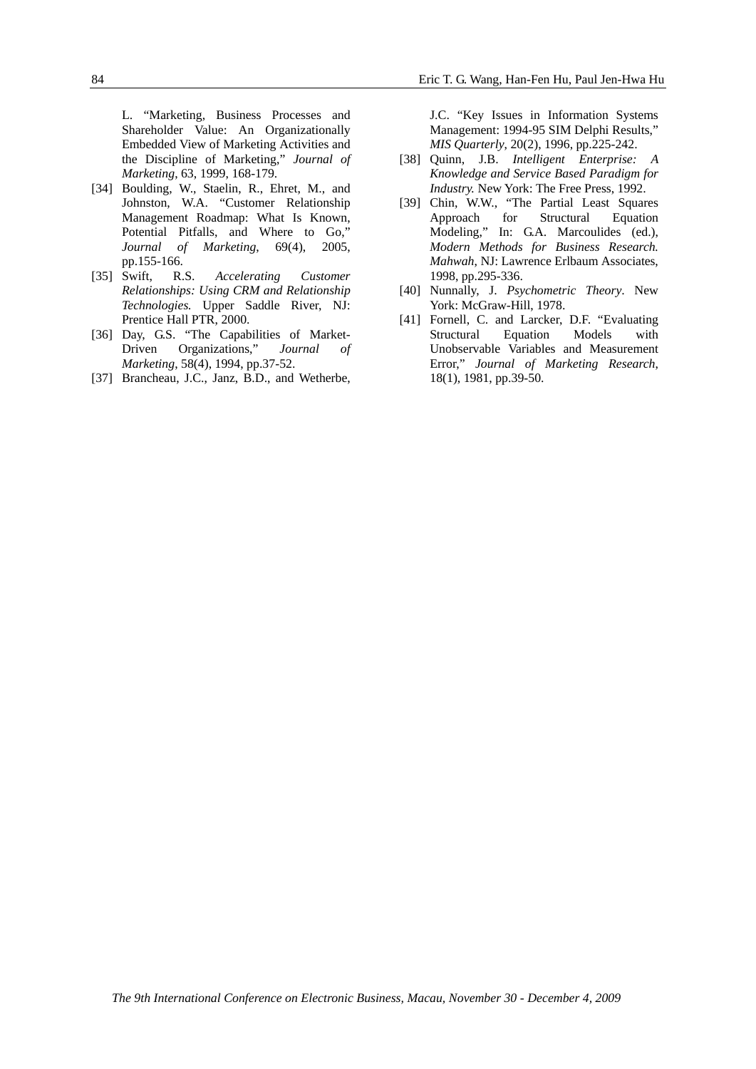L. "Marketing, Business Processes and Shareholder Value: An Organizationally Embedded View of Marketing Activities and the Discipline of Marketing," *Journal of Marketing*, 63, 1999, 168-179.

[34] Boulding, W., Staelin, R., Ehret, M., and Johnston, W.A. "Customer Relationship Management Roadmap: What Is Known, Potential Pitfalls, and Where to Go," *Journal of Marketing*, 69(4), 2005, pp.155-166.

[35] Swift, R.S. *Accelerating Customer Relationships: Using CRM and Relationship Technologies.* Upper Saddle River, NJ: Prentice Hall PTR, 2000.

[36] Day, G.S. "The Capabilities of Market-Driven Organizations," *Journal of Marketing*, 58(4), 1994, pp.37-52.

[37] Brancheau, J.C., Janz, B.D., and Wetherbe, J.C. "Key Issues in Information Systems Management: 1994-95 SIM Delphi Results," *MIS Quarterly*, 20(2), 1996, pp.225-242.

[38] Quinn, J.B. *Intelligent Enterprise: A Knowledge and Service Based Paradigm for Industry.* New York: The Free Press, 1992.

[39] Chin, W.W., "The Partial Least Squares Approach for Structural Equation Modeling," In: G.A. Marcoulides (ed.), *Modern Methods for Business Research. Mahwah*, NJ: Lawrence Erlbaum Associates, 1998, pp.295-336.

[40] Nunnally, J. *Psychometric Theory*. New York: McGraw-Hill, 1978.

[41] Fornell, C. and Larcker, D.F. "Evaluating Structural Equation Models with Unobservable Variables and Measurement Error," *Journal of Marketing Research*, 18(1), 1981, pp.39-50.